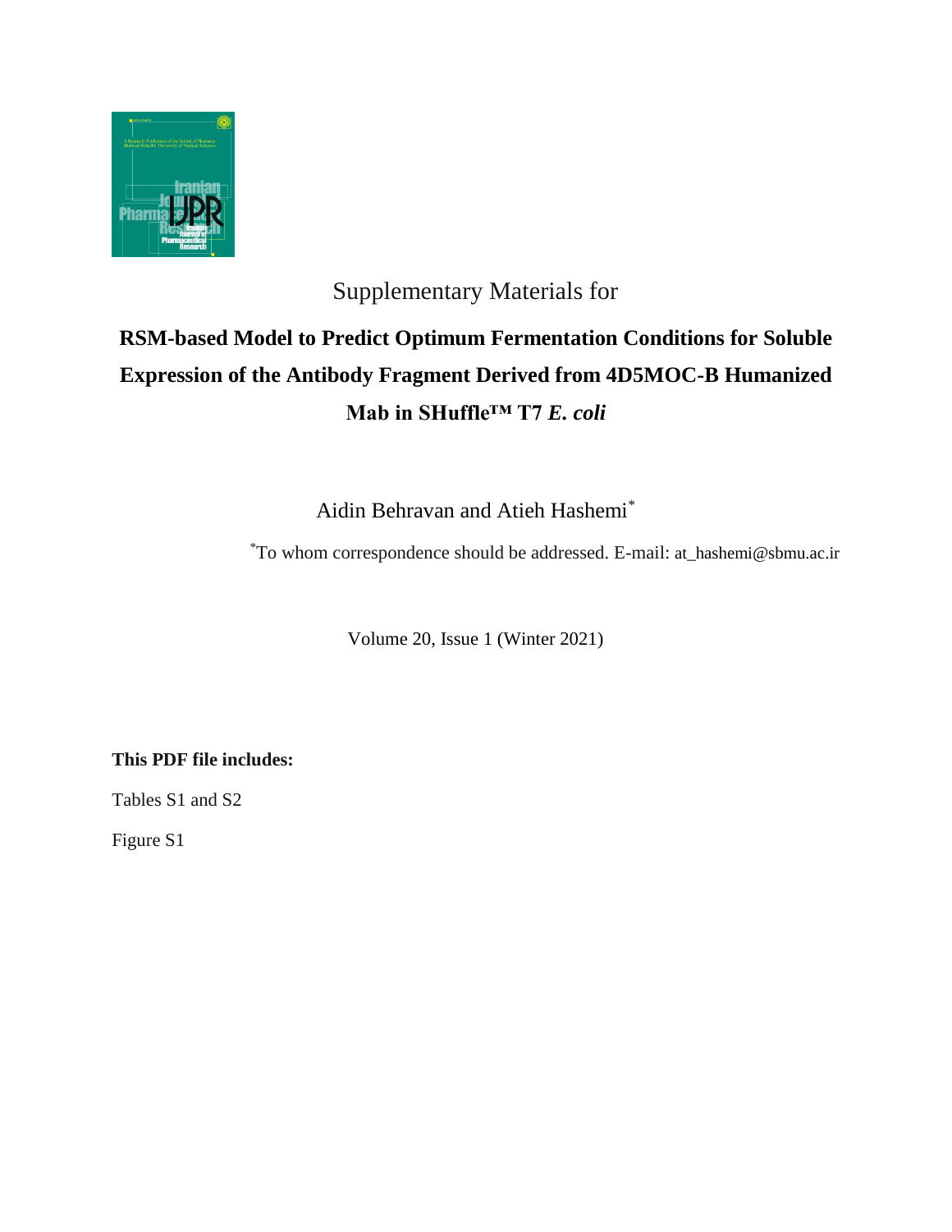Supplementary Materials for

# RSM-based Model to Predict Optimum Fermentation Conditions for Soluble Expression of the Antibody Fragment Derived from 4D5MOC-B Humanized Mab in SHuffle™ T7 *E. coli*

Aidin Behravan and Atieh Hashemi*

*To whom correspondence should be addressed. E-mail: at_hashemi@sbmu.ac.ir

Volume 20, Issue 1 (Winter 2021)

**This PDF file includes:**

Tables S1 and S2

Figure S1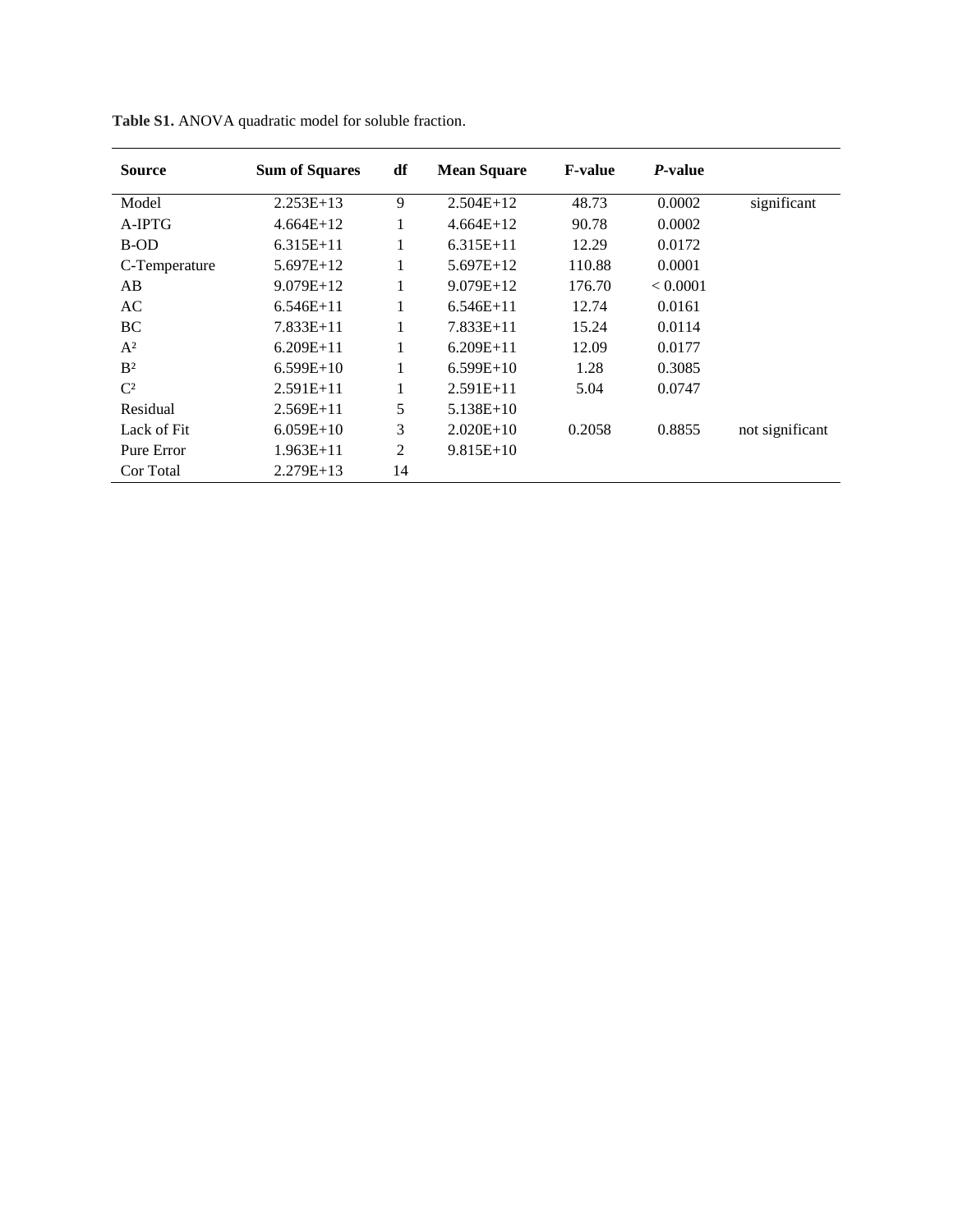**Table S1.** ANOVA quadratic model for soluble fraction.

| Source | Sum of Squares | df | Mean Square | F-value | *P*-value | |
|---|---|---|---|---|---|---|
| Model | 2.253E+13 | 9 | 2.504E+12 | 48.73 | 0.0002 | significant |
| A-IPTG | 4.664E+12 | 1 | 4.664E+12 | 90.78 | 0.0002 | |
| B-OD | 6.315E+11 | 1 | 6.315E+11 | 12.29 | 0.0172 | |
| C-Temperature | 5.697E+12 | 1 | 5.697E+12 | 110.88 | 0.0001 | |
| AB | 9.079E+12 | 1 | 9.079E+12 | 176.70 | < 0.0001 | |
| AC | 6.546E+11 | 1 | 6.546E+11 | 12.74 | 0.0161 | |
| BC | 7.833E+11 | 1 | 7.833E+11 | 15.24 | 0.0114 | |
| $A^2$ | 6.209E+11 | 1 | 6.209E+11 | 12.09 | 0.0177 | |
| $B^2$ | 6.599E+10 | 1 | 6.599E+10 | 1.28 | 0.3085 | |
| $C^2$ | 2.591E+11 | 1 | 2.591E+11 | 5.04 | 0.0747 | |
| Residual | 2.569E+11 | 5 | 5.138E+10 | | | |
| Lack of Fit | 6.059E+10 | 3 | 2.020E+10 | 0.2058 | 0.8855 | not significant |
| Pure Error | 1.963E+11 | 2 | 9.815E+10 | | | |
| Cor Total | 2.279E+13 | 14 | | | | |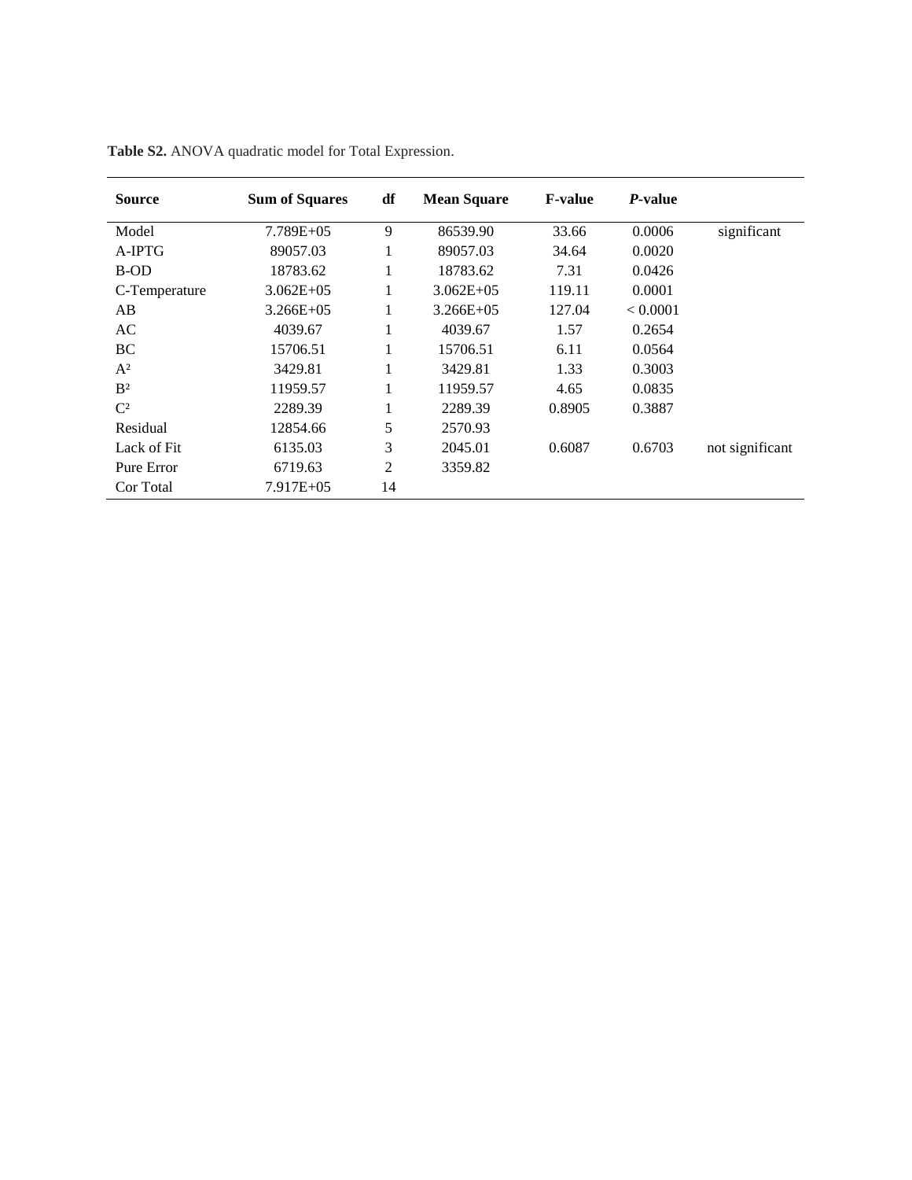**Table S2.** ANOVA quadratic model for Total Expression.

| Source | Sum of Squares | df | Mean Square | F-value | *P*-value | |
|---|---|---|---|---|---|---|
| Model | 7.789E+05 | 9 | 86539.90 | 33.66 | 0.0006 | significant |
| A-IPTG | 89057.03 | 1 | 89057.03 | 34.64 | 0.0020 | |
| B-OD | 18783.62 | 1 | 18783.62 | 7.31 | 0.0426 | |
| C-Temperature | 3.062E+05 | 1 | 3.062E+05 | 119.11 | 0.0001 | |
| AB | 3.266E+05 | 1 | 3.266E+05 | 127.04 | < 0.0001 | |
| AC | 4039.67 | 1 | 4039.67 | 1.57 | 0.2654 | |
| BC | 15706.51 | 1 | 15706.51 | 6.11 | 0.0564 | |
| $A^2$ | 3429.81 | 1 | 3429.81 | 1.33 | 0.3003 | |
| $B^2$ | 11959.57 | 1 | 11959.57 | 4.65 | 0.0835 | |
| $C^2$ | 2289.39 | 1 | 2289.39 | 0.8905 | 0.3887 | |
| Residual | 12854.66 | 5 | 2570.93 | | | |
| Lack of Fit | 6135.03 | 3 | 2045.01 | 0.6087 | 0.6703 | not significant |
| Pure Error | 6719.63 | 2 | 3359.82 | | | |
| Cor Total | 7.917E+05 | 14 | | | | |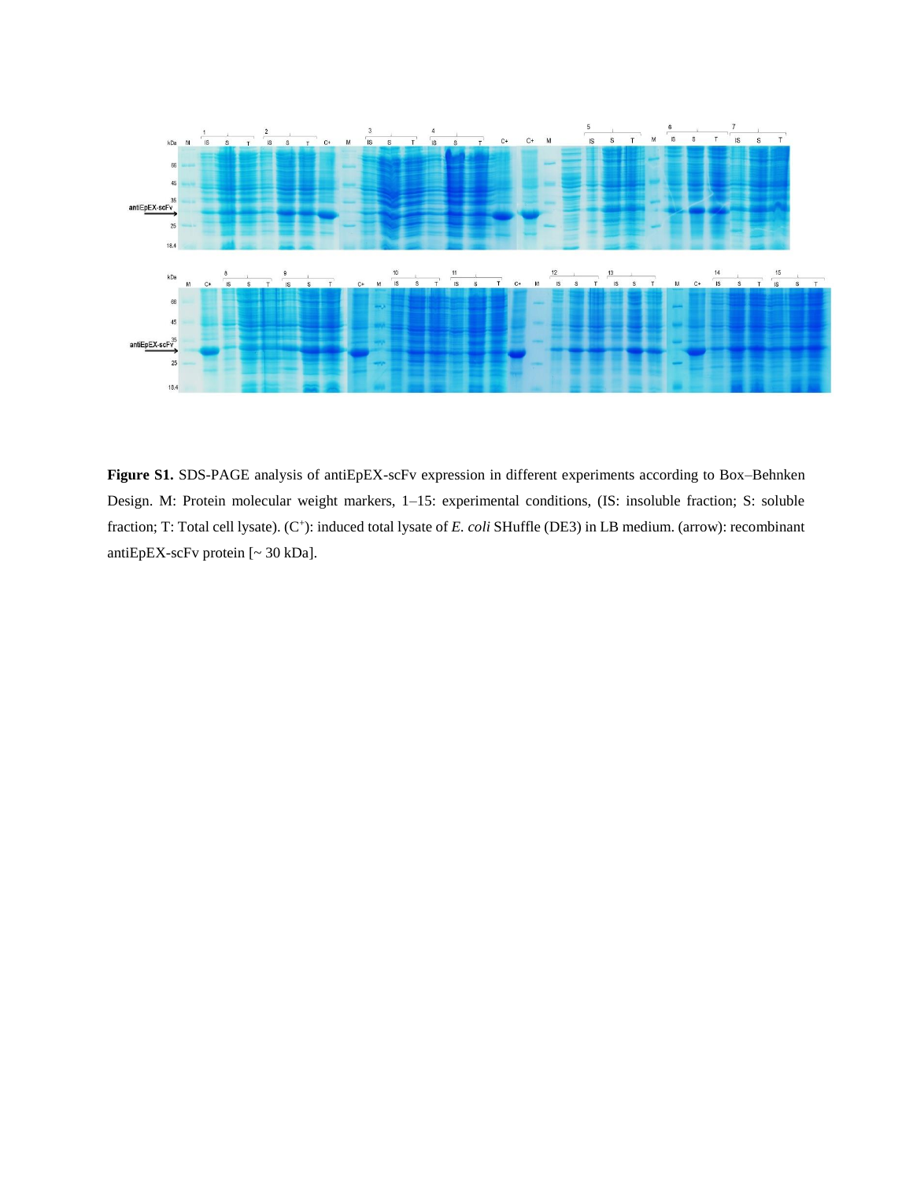kDa M IS S T IS S T C+ M IS S T IS S T C+ C+ M IS S T M IS S T IS S T

1 2 3 4 5 6 7

66

45

35

antiEpEX-scFv

25

18.4

kDa M C+ IS S T IS S T C+ M IS S T IS S T C+ M IS S T IS S T M C+ IS S T IS S T

8 9 10 11 12 13 14 15

66

45

35

antiEpEX-scFv

25

18.4

**Figure S1.** SDS-PAGE analysis of antiEpEX-scFv expression in different experiments according to Box–Behnken Design. M: Protein molecular weight markers, 1–15: experimental conditions, (IS: insoluble fraction; S: soluble fraction; T: Total cell lysate). ($C^{+}$): induced total lysate of *E. coli* SHuffle (DE3) in LB medium. (arrow): recombinant antiEpEX-scFv protein [~ 30 kDa].